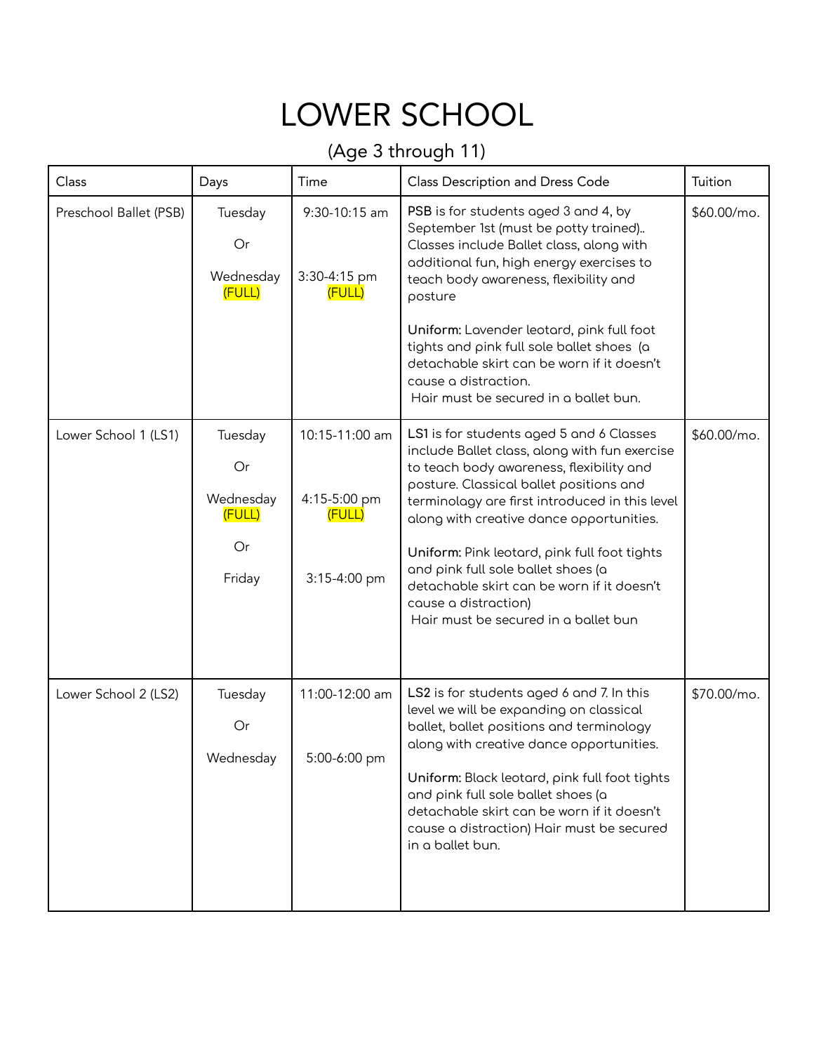# LOWER SCHOOL

(Age 3 through 11)

| Class | Days | Time | Class Description and Dress Code | Tuition |
|---|---|---|---|---|
| Preschool Ballet (PSB) | Tuesday<br>Or<br>Wednesday (FULL) | 9:30-10:15 am<br><br>3:30-4:15 pm (FULL) | **PSB** is for students aged 3 and 4, by September 1st (must be potty trained).. Classes include Ballet class, along with additional fun, high energy exercises to teach body awareness, flexibility and posture<br><br>**Uniform:** Lavender leotard, pink full foot tights and pink full sole ballet shoes (a detachable skirt can be worn if it doesn't cause a distraction.<br>Hair must be secured in a ballet bun. | $60.00/mo. |
| Lower School 1 (LS1) | Tuesday<br>Or<br>Wednesday (FULL)<br>Or<br>Friday | 10:15-11:00 am<br><br>4:15-5:00 pm (FULL)<br><br>3:15-4:00 pm | **LS1** is for students aged 5 and 6 Classes include Ballet class, along with fun exercise to teach body awareness, flexibility and posture. Classical ballet positions and terminology are first introduced in this level along with creative dance opportunities.<br><br>**Uniform:** Pink leotard, pink full foot tights and pink full sole ballet shoes (a detachable skirt can be worn if it doesn't cause a distraction)<br>Hair must be secured in a ballet bun | $60.00/mo. |
| Lower School 2 (LS2) | Tuesday<br>Or<br>Wednesday | 11:00-12:00 am<br><br>5:00-6:00 pm | **LS2** is for students aged 6 and 7. In this level we will be expanding on classical ballet, ballet positions and terminology along with creative dance opportunities.<br><br>**Uniform:** Black leotard, pink full foot tights and pink full sole ballet shoes (a detachable skirt can be worn if it doesn't cause a distraction) Hair must be secured in a ballet bun. | $70.00/mo. |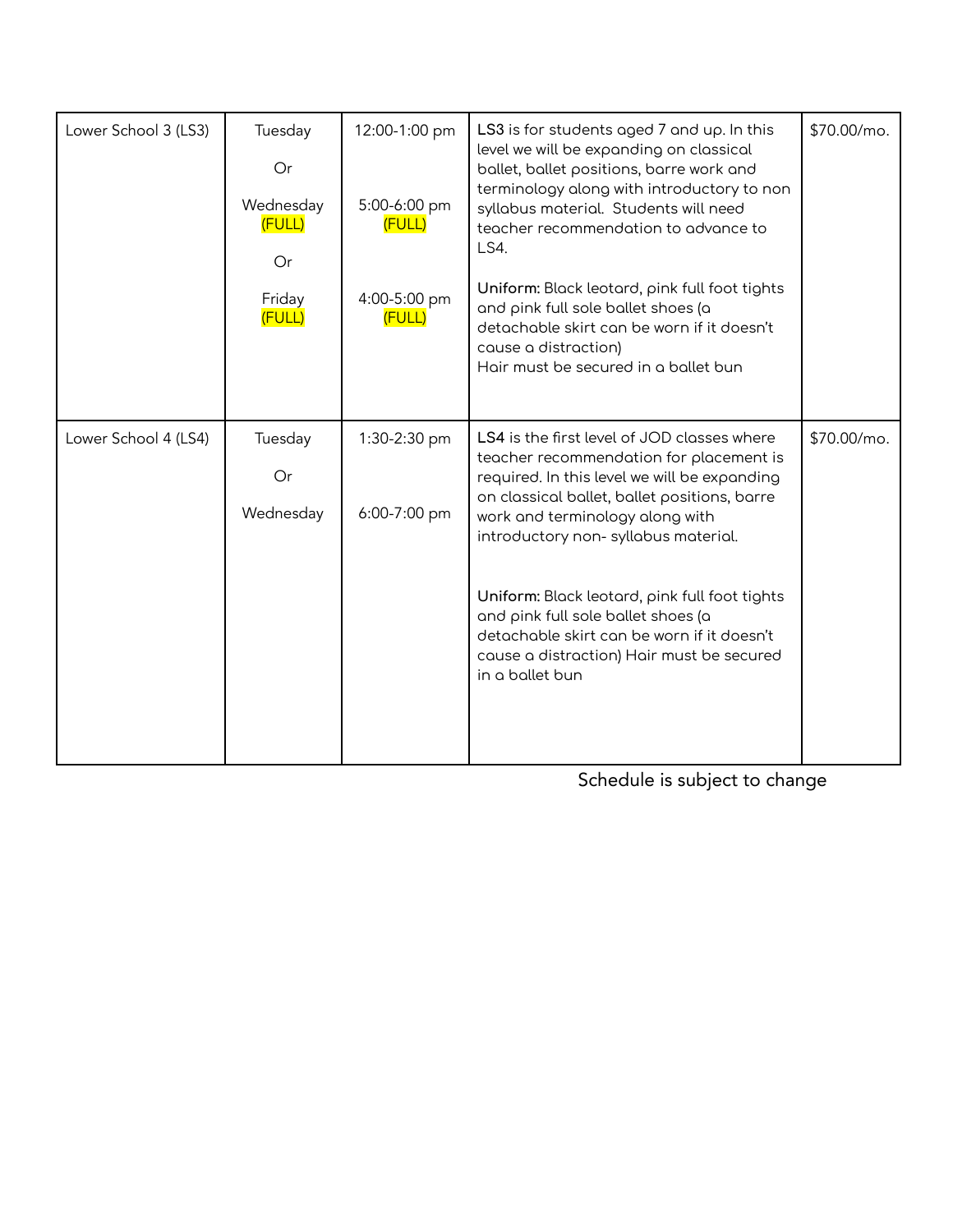| Lower School 3 (LS3) | Tuesday<br><br>Or<br><br>Wednesday (FULL)<br><br>Or<br><br>Friday (FULL) | 12:00-1:00 pm<br><br>5:00-6:00 pm (FULL)<br><br>4:00-5:00 pm (FULL) | **LS3** is for students aged 7 and up. In this level we will be expanding on classical ballet, ballet positions, barre work and terminology along with introductory to non syllabus material. Students will need teacher recommendation to advance to LS4.<br><br>**Uniform:** Black leotard, pink full foot tights and pink full sole ballet shoes (a detachable skirt can be worn if it doesn't cause a distraction)<br>Hair must be secured in a ballet bun | $70.00/mo. |
|---|---|---|---|---|
| Lower School 4 (LS4) | Tuesday<br><br>Or<br><br>Wednesday | 1:30-2:30 pm<br><br>6:00-7:00 pm | **LS4** is the first level of JOD classes where teacher recommendation for placement is required. In this level we will be expanding on classical ballet, ballet positions, barre work and terminology along with introductory non- syllabus material.<br><br>**Uniform:** Black leotard, pink full foot tights and pink full sole ballet shoes (a detachable skirt can be worn if it doesn't cause a distraction) Hair must be secured in a ballet bun | $70.00/mo. |

Schedule is subject to change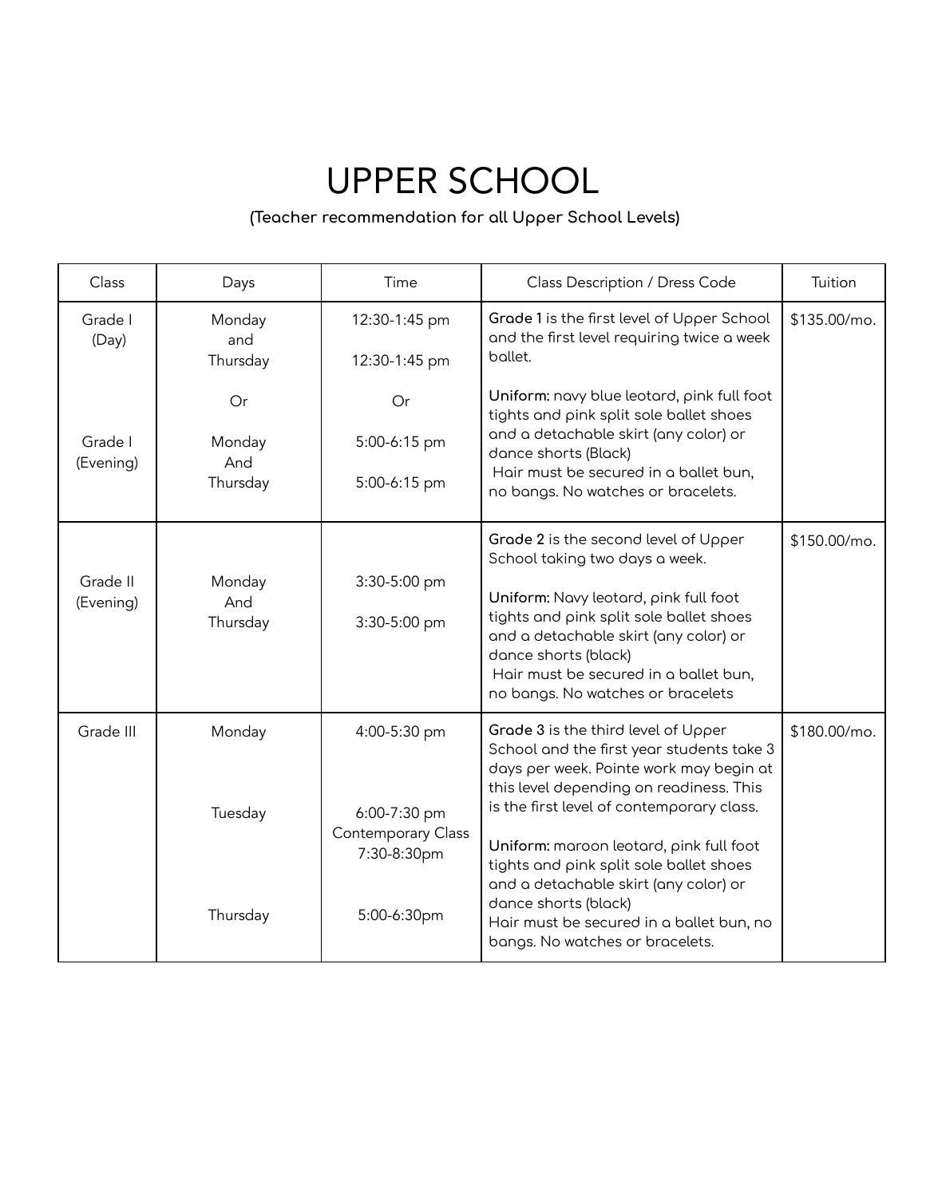# UPPER SCHOOL

**(Teacher recommendation for all Upper School Levels)**

| Class | Days | Time | Class Description / Dress Code | Tuition |
|---|---|---|---|---|
| Grade I (Day)<br><br>Grade I (Evening) | Monday and Thursday<br><br>Or<br><br>Monday And Thursday | 12:30-1:45 pm<br>12:30-1:45 pm<br><br>Or<br><br>5:00-6:15 pm<br>5:00-6:15 pm | **Grade 1** is the first level of Upper School and the first level requiring twice a week ballet.<br><br>**Uniform:** navy blue leotard, pink full foot tights and pink split sole ballet shoes and a detachable skirt (any color) or dance shorts (Black)<br>Hair must be secured in a ballet bun, no bangs. No watches or bracelets. | $135.00/mo. |
| Grade II (Evening) | Monday And Thursday | 3:30-5:00 pm<br>3:30-5:00 pm | **Grade 2** is the second level of Upper School taking two days a week.<br><br>**Uniform:** Navy leotard, pink full foot tights and pink split sole ballet shoes and a detachable skirt (any color) or dance shorts (black)<br>Hair must be secured in a ballet bun, no bangs. No watches or bracelets | $150.00/mo. |
| Grade III | Monday<br><br>Tuesday<br><br>Thursday | 4:00-5:30 pm<br><br>6:00-7:30 pm<br>Contemporary Class<br>7:30-8:30pm<br><br>5:00-6:30pm | **Grade 3** is the third level of Upper School and the first year students take 3 days per week. Pointe work may begin at this level depending on readiness. This is the first level of contemporary class.<br><br>**Uniform:** maroon leotard, pink full foot tights and pink split sole ballet shoes and a detachable skirt (any color) or dance shorts (black)<br>Hair must be secured in a ballet bun, no bangs. No watches or bracelets. | $180.00/mo. |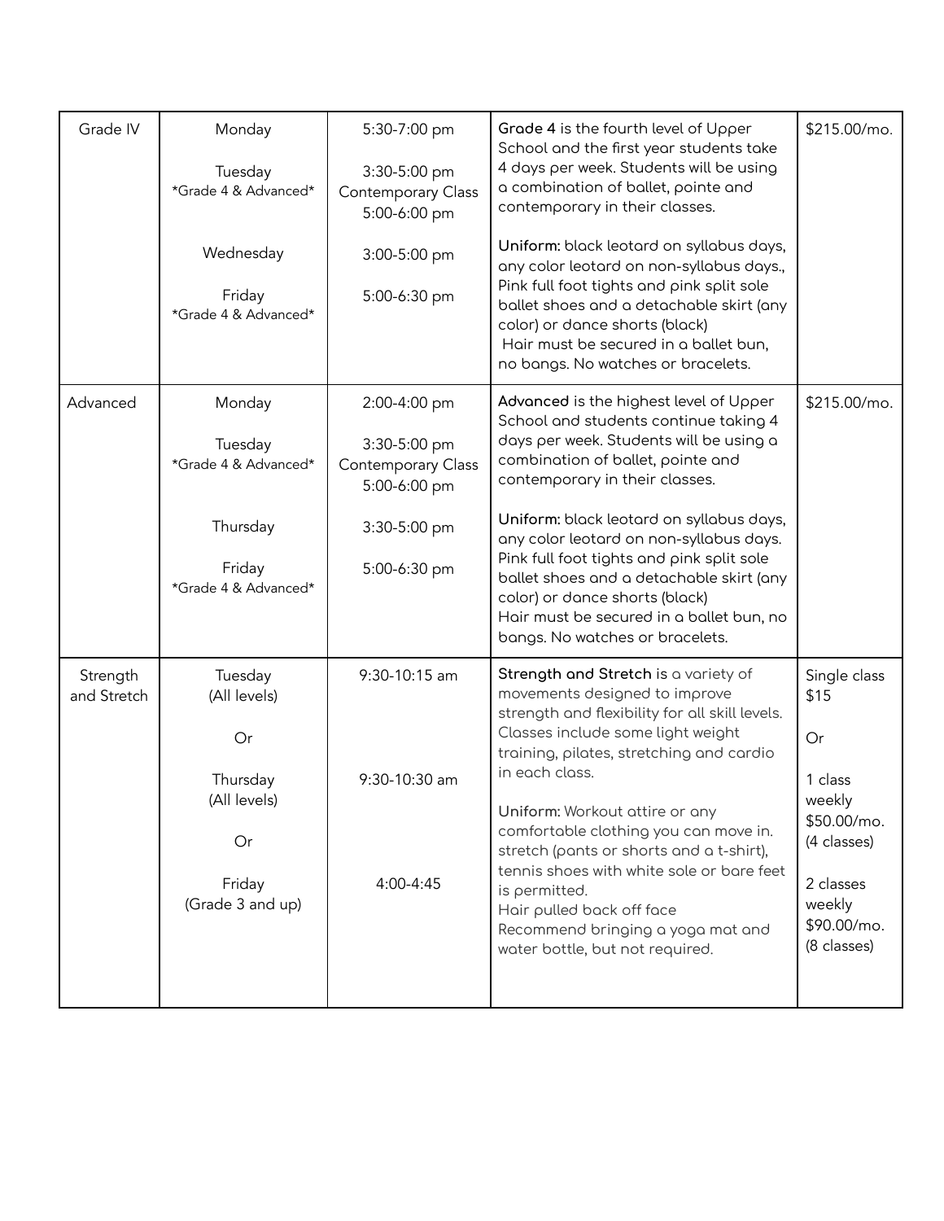| Grade IV | Monday<br><br>Tuesday<br>*Grade 4 & Advanced*<br><br>Wednesday<br><br>Friday<br>*Grade 4 & Advanced* | 5:30-7:00 pm<br><br>3:30-5:00 pm<br>Contemporary Class<br>5:00-6:00 pm<br><br>3:00-5:00 pm<br><br>5:00-6:30 pm | **Grade 4** is the fourth level of Upper School and the first year students take 4 days per week. Students will be using a combination of ballet, pointe and contemporary in their classes.<br><br>**Uniform:** black leotard on syllabus days, any color leotard on non-syllabus days., Pink full foot tights and pink split sole ballet shoes and a detachable skirt (any color) or dance shorts (black)<br>Hair must be secured in a ballet bun, no bangs. No watches or bracelets. | $215.00/mo. |
|---|---|---|---|---|
| Advanced | Monday<br><br>Tuesday<br>*Grade 4 & Advanced*<br><br>Thursday<br><br>Friday<br>*Grade 4 & Advanced* | 2:00-4:00 pm<br><br>3:30-5:00 pm<br>Contemporary Class<br>5:00-6:00 pm<br><br>3:30-5:00 pm<br><br>5:00-6:30 pm | **Advanced** is the highest level of Upper School and students continue taking 4 days per week. Students will be using a combination of ballet, pointe and contemporary in their classes.<br><br>**Uniform:** black leotard on syllabus days, any color leotard on non-syllabus days. Pink full foot tights and pink split sole ballet shoes and a detachable skirt (any color) or dance shorts (black)<br>Hair must be secured in a ballet bun, no bangs. No watches or bracelets. | $215.00/mo. |
| Strength and Stretch | Tuesday<br>(All levels)<br><br>Or<br><br>Thursday<br>(All levels)<br><br>Or<br><br>Friday<br>(Grade 3 and up) | 9:30-10:15 am<br><br>9:30-10:30 am<br><br>4:00-4:45 | **Strength and Stretch** is a variety of movements designed to improve strength and flexibility for all skill levels. Classes include some light weight training, pilates, stretching and cardio in each class.<br><br>**Uniform:** Workout attire or any comfortable clothing you can move in. stretch (pants or shorts and a t-shirt), tennis shoes with white sole or bare feet is permitted.<br>Hair pulled back off face<br>Recommend bringing a yoga mat and water bottle, but not required. | Single class $15<br><br>Or<br><br>1 class weekly $50.00/mo. (4 classes)<br><br>2 classes weekly $90.00/mo. (8 classes) |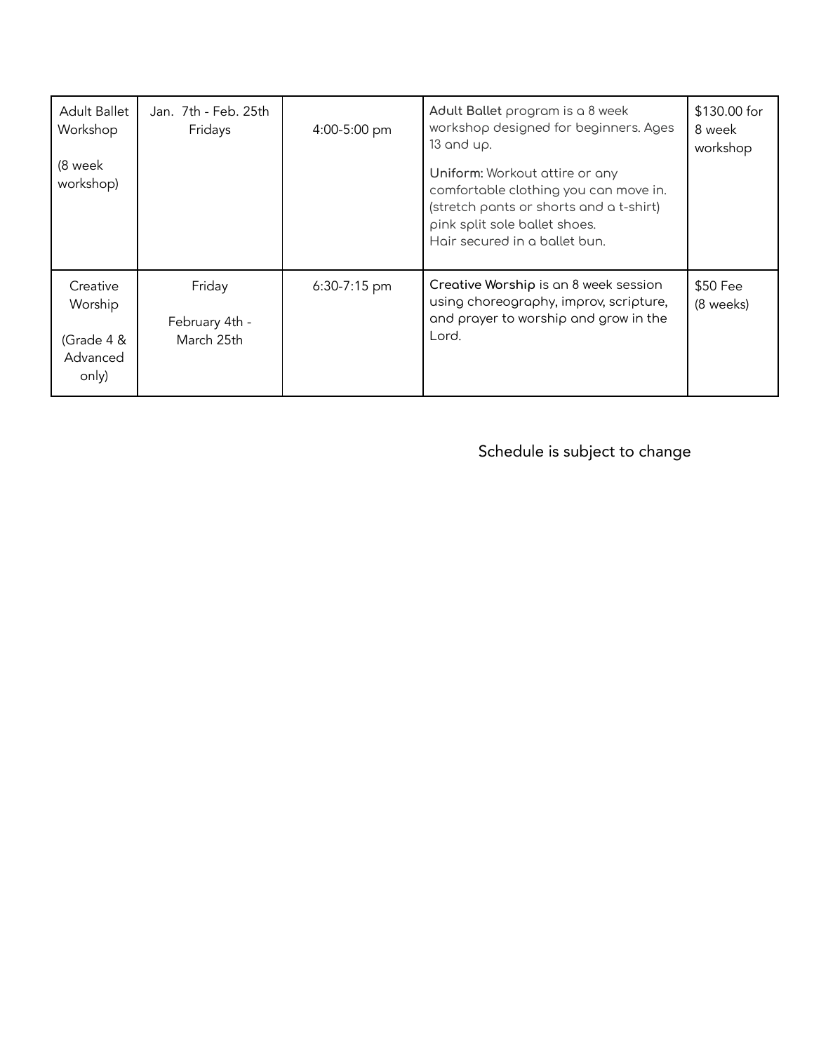| | | | | |
|---|---|---|---|---|
| Adult Ballet Workshop<br><br>(8 week workshop) | Jan. 7th - Feb. 25th Fridays | 4:00-5:00 pm | **Adult Ballet** program is a 8 week workshop designed for beginners. Ages 13 and up.<br><br>**Uniform:** Workout attire or any comfortable clothing you can move in. (stretch pants or shorts and a t-shirt) pink split sole ballet shoes.<br>Hair secured in a ballet bun. | $130.00 for 8 week workshop |
| Creative Worship<br><br>(Grade 4 & Advanced only) | Friday<br><br>February 4th - March 25th | 6:30-7:15 pm | **Creative Worship** is an 8 week session using choreography, improv, scripture, and prayer to worship and grow in the Lord. | $50 Fee (8 weeks) |

Schedule is subject to change